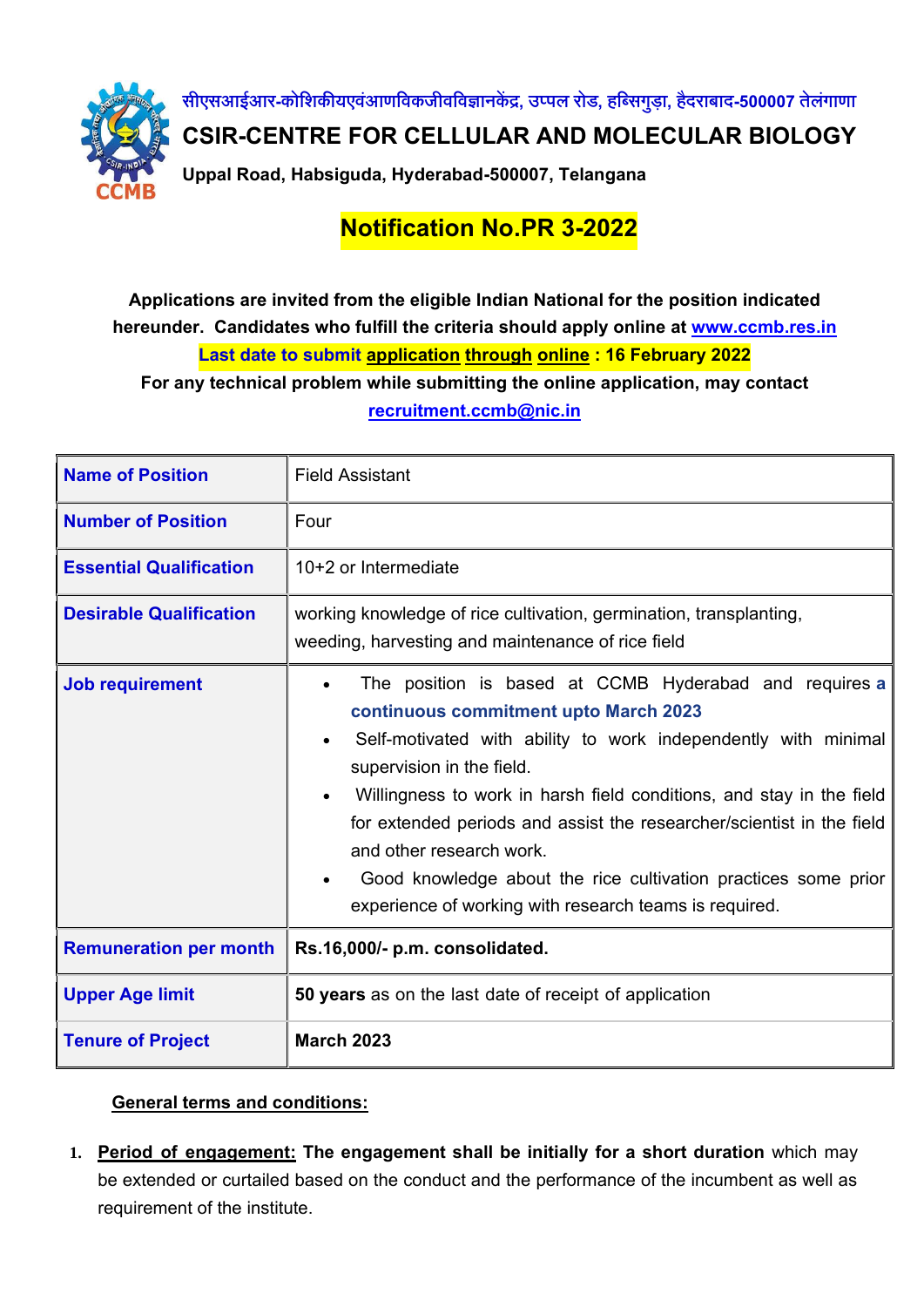सीएसआईआर-कोशिकीयएवंआणविकजीवविज्ञानकेंद्र, उप्पल रोड, हब्सिगुड़ा, हैदराबाद-500007 तेलंगाणा

# CSIR-CENTRE FOR CELLULAR AND MOLECULAR BIOLOGY

**Uppal Road, Habsiguda, Hyderabad-500007, Telangana**

## Notification No.PR 3-2022

**Applications are invited from the eligible Indian National for the position indicated hereunder. Candidates who fulfill the criteria should apply online at www.ccmb.res.in**

**Last date to submit application through online : 16 February 2022**

**For any technical problem while submitting the online application, may contact recruitment.ccmb@nic.in**

| Name of Position | Field Assistant |
|---|---|
| Number of Position | Four |
| Essential Qualification | 10+2 or Intermediate |
| Desirable Qualification | working knowledge of rice cultivation, germination, transplanting, weeding, harvesting and maintenance of rice field |
| Job requirement | • The position is based at CCMB Hyderabad and requires **a continuous commitment upto March 2023**<br>• Self-motivated with ability to work independently with minimal supervision in the field.<br>• Willingness to work in harsh field conditions, and stay in the field for extended periods and assist the researcher/scientist in the field and other research work.<br>• Good knowledge about the rice cultivation practices some prior experience of working with research teams is required. |
| Remuneration per month | **Rs.16,000/- p.m. consolidated.** |
| Upper Age limit | **50 years** as on the last date of receipt of application |
| Tenure of Project | **March 2023** |

**General terms and conditions:**

1. **Period of engagement: The engagement shall be initially for a short duration** which may be extended or curtailed based on the conduct and the performance of the incumbent as well as requirement of the institute.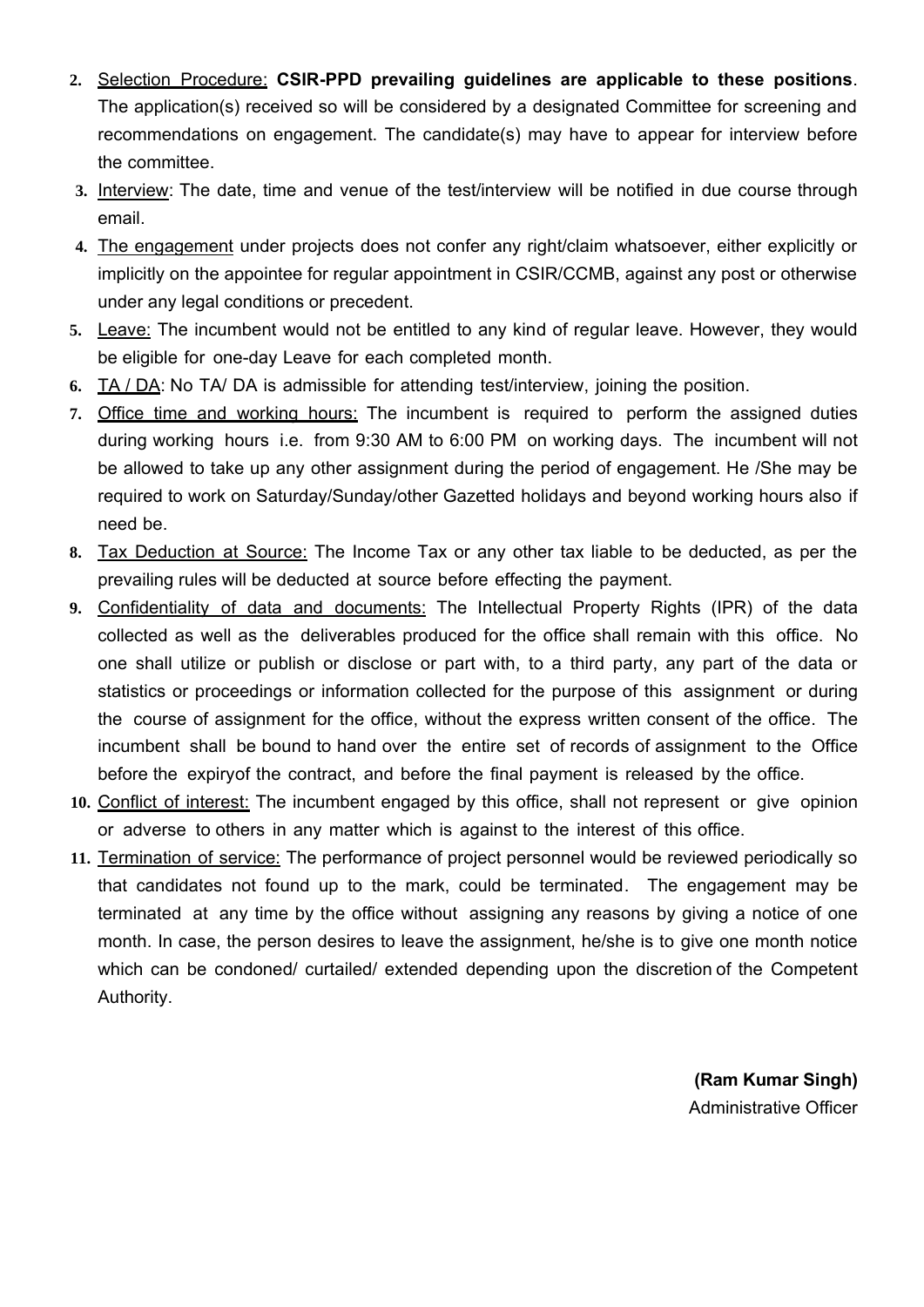2. Selection Procedure: **CSIR-PPD prevailing guidelines are applicable to these positions**. The application(s) received so will be considered by a designated Committee for screening and recommendations on engagement. The candidate(s) may have to appear for interview before the committee.
3. Interview: The date, time and venue of the test/interview will be notified in due course through email.
4. The engagement under projects does not confer any right/claim whatsoever, either explicitly or implicitly on the appointee for regular appointment in CSIR/CCMB, against any post or otherwise under any legal conditions or precedent.
5. Leave: The incumbent would not be entitled to any kind of regular leave. However, they would be eligible for one-day Leave for each completed month.
6. TA / DA: No TA/ DA is admissible for attending test/interview, joining the position.
7. Office time and working hours: The incumbent is required to perform the assigned duties during working hours i.e. from 9:30 AM to 6:00 PM on working days. The incumbent will not be allowed to take up any other assignment during the period of engagement. He /She may be required to work on Saturday/Sunday/other Gazetted holidays and beyond working hours also if need be.
8. Tax Deduction at Source: The Income Tax or any other tax liable to be deducted, as per the prevailing rules will be deducted at source before effecting the payment.
9. Confidentiality of data and documents: The Intellectual Property Rights (IPR) of the data collected as well as the deliverables produced for the office shall remain with this office. No one shall utilize or publish or disclose or part with, to a third party, any part of the data or statistics or proceedings or information collected for the purpose of this assignment or during the course of assignment for the office, without the express written consent of the office. The incumbent shall be bound to hand over the entire set of records of assignment to the Office before the expiryof the contract, and before the final payment is released by the office.
10. Conflict of interest: The incumbent engaged by this office, shall not represent or give opinion or adverse to others in any matter which is against to the interest of this office.
11. Termination of service: The performance of project personnel would be reviewed periodically so that candidates not found up to the mark, could be terminated. The engagement may be terminated at any time by the office without assigning any reasons by giving a notice of one month. In case, the person desires to leave the assignment, he/she is to give one month notice which can be condoned/ curtailed/ extended depending upon the discretion of the Competent Authority.

**(Ram Kumar Singh)**
Administrative Officer